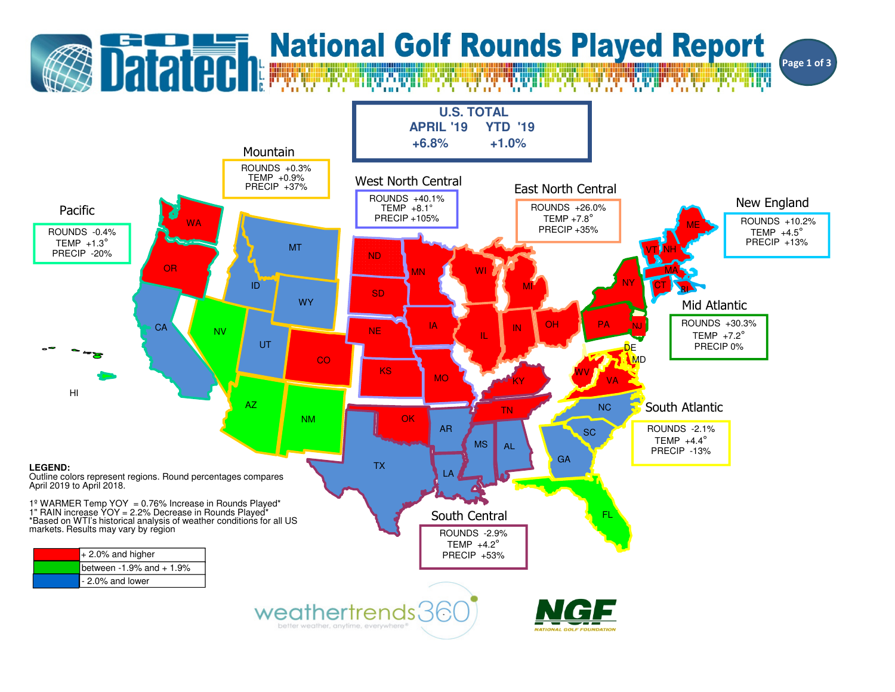# National Golf Rounds Played Report

Golf Datatech L.L.C.

## U.S. TOTAL

| APRIL '19 | YTD '19 |
|---|---|
| +6.8% | +1.0% |

## Regions

### Mountain
ROUNDS +0.3%
TEMP +0.9%
PRECIP +37%

### West North Central
ROUNDS +40.1%
TEMP +8.1°
PRECIP +105%

### East North Central
ROUNDS +26.0%
TEMP +7.8°
PRECIP +35%

### New England
ROUNDS +10.2%
TEMP +4.5°
PRECIP +13%

### Pacific
ROUNDS -0.4%
TEMP +1.3°
PRECIP -20%

### Mid Atlantic
ROUNDS +30.3%
TEMP +7.2°
PRECIP 0%

### South Atlantic
ROUNDS -2.1%
TEMP +4.4°
PRECIP -13%

### South Central
ROUNDS -2.9%
TEMP +4.2°
PRECIP +53%

WA, OR, CA, HI, MT, ID, WY, NV, UT, CO, AZ, NM, ND, SD, NE, KS, MN, IA, MO, WI, IL, MI, IN, OH, KY, TN, OK, AR, TX, LA, MS, AL, GA, FL, SC, NC, VA, WV, MD, DE, NJ, PA, NY, CT, RI, MA, VT, NH, ME

**LEGEND:**
Outline colors represent regions. Round percentages compares April 2019 to April 2018.

1º WARMER Temp YOY = 0.76% Increase in Rounds Played*
1" RAIN increase YOY = 2.2% Decrease in Rounds Played*
*Based on WTI's historical analysis of weather conditions for all US markets. Results may vary by region

| Color | Range |
|---|---|
| Red | + 2.0% and higher |
| Green | between -1.9% and + 1.9% |
| Blue | - 2.0% and lower |

weathertrends360 — better weather, anytime, everywhere®

NGF — NATIONAL GOLF FOUNDATION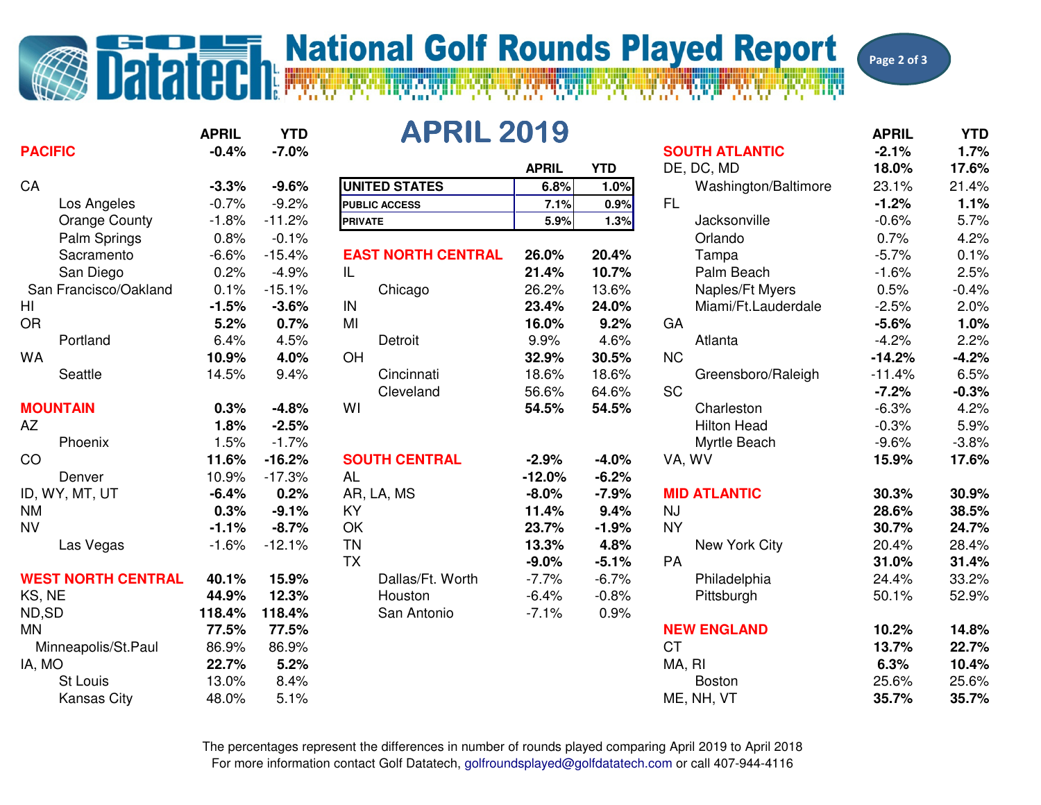# Golf Datatech National Golf Rounds Played Report

## APRIL 2019

| | APRIL | YTD |
|---|---|---|
| **UNITED STATES** | **6.8%** | **1.0%** |
| **PUBLIC ACCESS** | **7.1%** | **0.9%** |
| **PRIVATE** | **5.9%** | **1.3%** |

| | APRIL | YTD |
|---|---|---|
| **PACIFIC** | **-0.4%** | **-7.0%** |
| CA | **-3.3%** | **-9.6%** |
| Los Angeles | -0.7% | -9.2% |
| Orange County | -1.8% | -11.2% |
| Palm Springs | 0.8% | -0.1% |
| Sacramento | -6.6% | -15.4% |
| San Diego | 0.2% | -4.9% |
| San Francisco/Oakland | 0.1% | -15.1% |
| HI | **-1.5%** | **-3.6%** |
| OR | **5.2%** | **0.7%** |
| Portland | 6.4% | 4.5% |
| WA | **10.9%** | **4.0%** |
| Seattle | 14.5% | 9.4% |
| **MOUNTAIN** | **0.3%** | **-4.8%** |
| AZ | **1.8%** | **-2.5%** |
| Phoenix | 1.5% | -1.7% |
| CO | **11.6%** | **-16.2%** |
| Denver | 10.9% | -17.3% |
| ID, WY, MT, UT | **-6.4%** | **0.2%** |
| NM | **0.3%** | **-9.1%** |
| NV | **-1.1%** | **-8.7%** |
| Las Vegas | -1.6% | -12.1% |
| **WEST NORTH CENTRAL** | **40.1%** | **15.9%** |
| KS, NE | **44.9%** | **12.3%** |
| ND,SD | **118.4%** | **118.4%** |
| MN | **77.5%** | **77.5%** |
| Minneapolis/St.Paul | 86.9% | 86.9% |
| IA, MO | **22.7%** | **5.2%** |
| St Louis | 13.0% | 8.4% |
| Kansas City | 48.0% | 5.1% |

| | APRIL | YTD |
|---|---|---|
| **EAST NORTH CENTRAL** | **26.0%** | **20.4%** |
| IL | **21.4%** | **10.7%** |
| Chicago | 26.2% | 13.6% |
| IN | **23.4%** | **24.0%** |
| MI | **16.0%** | **9.2%** |
| Detroit | 9.9% | 4.6% |
| OH | **32.9%** | **30.5%** |
| Cincinnati | 18.6% | 18.6% |
| Cleveland | 56.6% | 64.6% |
| WI | **54.5%** | **54.5%** |
| **SOUTH CENTRAL** | **-2.9%** | **-4.0%** |
| AL | **-12.0%** | **-6.2%** |
| AR, LA, MS | **-8.0%** | **-7.9%** |
| KY | **11.4%** | **9.4%** |
| OK | **23.7%** | **-1.9%** |
| TN | **13.3%** | **4.8%** |
| TX | **-9.0%** | **-5.1%** |
| Dallas/Ft. Worth | -7.7% | -6.7% |
| Houston | -6.4% | -0.8% |
| San Antonio | -7.1% | 0.9% |

| | APRIL | YTD |
|---|---|---|
| **SOUTH ATLANTIC** | **-2.1%** | **1.7%** |
| DE, DC, MD | **18.0%** | **17.6%** |
| Washington/Baltimore | 23.1% | 21.4% |
| FL | **-1.2%** | **1.1%** |
| Jacksonville | -0.6% | 5.7% |
| Orlando | 0.7% | 4.2% |
| Tampa | -5.7% | 0.1% |
| Palm Beach | -1.6% | 2.5% |
| Naples/Ft Myers | 0.5% | -0.4% |
| Miami/Ft.Lauderdale | -2.5% | 2.0% |
| GA | **-5.6%** | **1.0%** |
| Atlanta | -4.2% | 2.2% |
| NC | **-14.2%** | **-4.2%** |
| Greensboro/Raleigh | -11.4% | 6.5% |
| SC | **-7.2%** | **-0.3%** |
| Charleston | -6.3% | 4.2% |
| Hilton Head | -0.3% | 5.9% |
| Myrtle Beach | -9.6% | -3.8% |
| VA, WV | **15.9%** | **17.6%** |
| **MID ATLANTIC** | **30.3%** | **30.9%** |
| NJ | **28.6%** | **38.5%** |
| NY | **30.7%** | **24.7%** |
| New York City | 20.4% | 28.4% |
| PA | **31.0%** | **31.4%** |
| Philadelphia | 24.4% | 33.2% |
| Pittsburgh | 50.1% | 52.9% |
| **NEW ENGLAND** | **10.2%** | **14.8%** |
| CT | **13.7%** | **22.7%** |
| MA, RI | **6.3%** | **10.4%** |
| Boston | 25.6% | 25.6% |
| ME, NH, VT | **35.7%** | **35.7%** |

The percentages represent the differences in number of rounds played comparing April 2019 to April 2018
For more information contact Golf Datatech, golfroundsplayed@golfdatatech.com or call 407-944-4116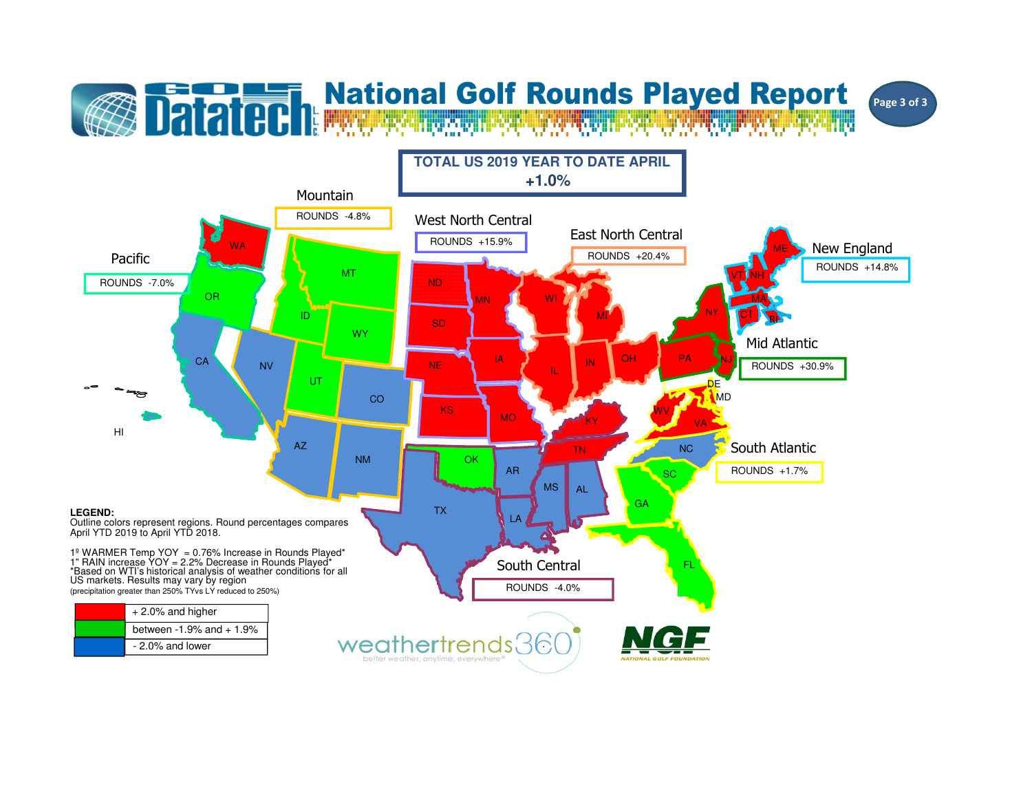# National Golf Rounds Played Report

## TOTAL US 2019 YEAR TO DATE APRIL
**+1.0%**

Mountain
ROUNDS -4.8%

West North Central
ROUNDS +15.9%

East North Central
ROUNDS +20.4%

New England
ROUNDS +14.8%

Pacific
ROUNDS -7.0%

Mid Atlantic
ROUNDS +30.9%

South Atlantic
ROUNDS +1.7%

South Central
ROUNDS -4.0%

WA, OR, CA, HI, MT, ID, WY, NV, UT, CO, AZ, NM, ND, SD, NE, KS, MN, IA, MO, WI, IL, MI, IN, OH, KY, TN, ME, VT, NH, MA, CT, RI, NY, PA, NJ, DE, MD, WV, VA, NC, SC, GA, FL, OK, TX, AR, LA, MS, AL

**LEGEND:**
Outline colors represent regions. Round percentages compares April YTD 2019 to April YTD 2018.

1º WARMER Temp YOY = 0.76% Increase in Rounds Played*
1" RAIN increase YOY = 2.2% Decrease in Rounds Played*
*Based on WTI's historical analysis of weather conditions for all US markets. Results may vary by region
(precipitation greater than 250% TYvs LY reduced to 250%)

| | |
|---|---|
| Red | + 2.0% and higher |
| Green | between -1.9% and + 1.9% |
| Blue | - 2.0% and lower |

weathertrends360
better weather, anytime, everywhere®

NGF
NATIONAL GOLF FOUNDATION